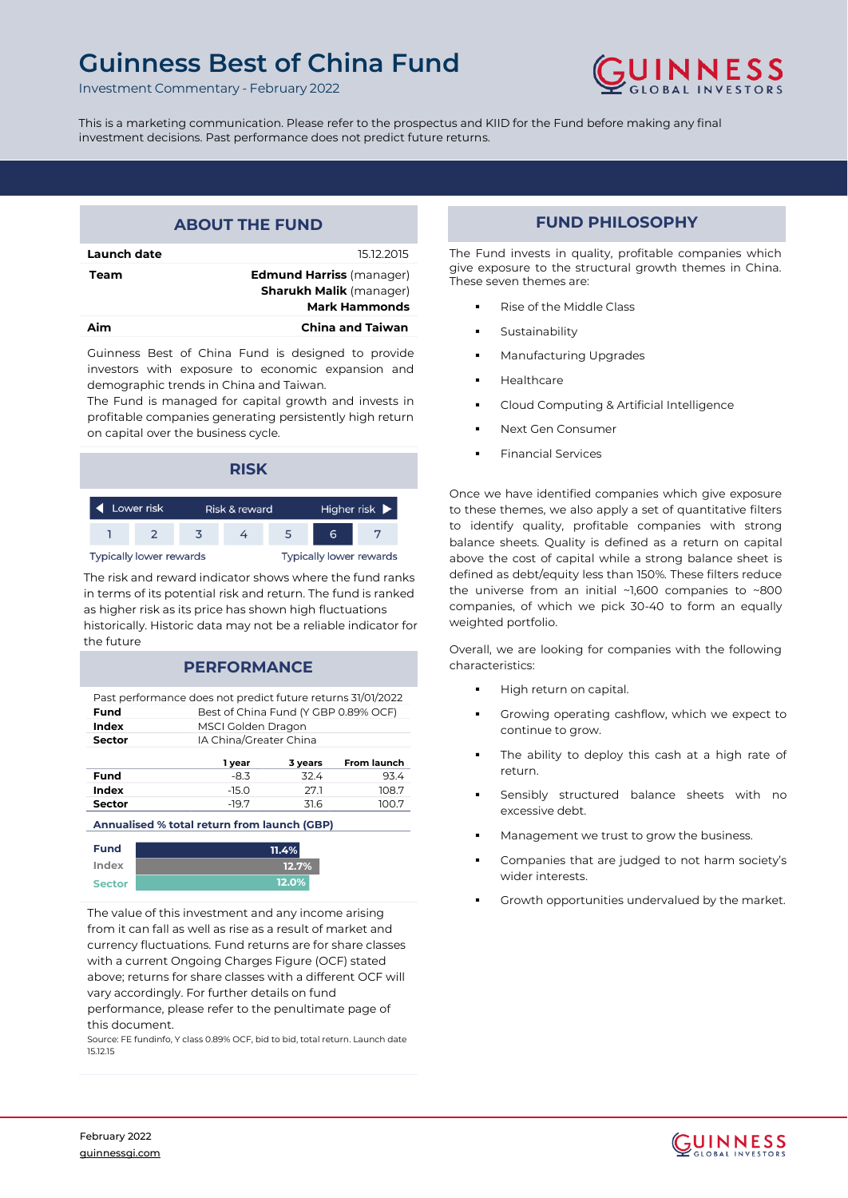# Guinness Best of China Fund

Investment Commentary - February 2022

This is a marketing communication. Please refer to the prospectus and KIID for the Fund before making any final investment decisions. Past performance does not predict future returns.

## ABOUT THE FUND

| | |
|---|---|
| **Launch date** | 15.12.2015 |
| **Team** | **Edmund Harriss** (manager)<br>**Sharukh Malik** (manager)<br>**Mark Hammonds** |
| **Aim** | **China and Taiwan** |

Guinness Best of China Fund is designed to provide investors with exposure to economic expansion and demographic trends in China and Taiwan.

The Fund is managed for capital growth and invests in profitable companies generating persistently high return on capital over the business cycle.

## RISK

| Lower risk | | | Risk & reward | | | Higher risk |
|---|---|---|---|---|---|---|
| 1 | 2 | 3 | 4 | 5 | **6** | 7 |

Typically lower rewards — Typically lower rewards

The risk and reward indicator shows where the fund ranks in terms of its potential risk and return. The fund is ranked as higher risk as its price has shown high fluctuations historically. Historic data may not be a reliable indicator for the future

## PERFORMANCE

Past performance does not predict future returns 31/01/2022

| | |
|---|---|
| **Fund** | Best of China Fund (Y GBP 0.89% OCF) |
| **Index** | MSCI Golden Dragon |
| **Sector** | IA China/Greater China |

| | 1 year | 3 years | From launch |
|---|---|---|---|
| **Fund** | -8.3 | 32.4 | 93.4 |
| **Index** | -15.0 | 27.1 | 108.7 |
| **Sector** | -19.7 | 31.6 | 100.7 |

**Annualised % total return from launch (GBP)**

| | |
|---|---|
| **Fund** | 11.4% |
| **Index** | 12.7% |
| **Sector** | 12.0% |

The value of this investment and any income arising from it can fall as well as rise as a result of market and currency fluctuations. Fund returns are for share classes with a current Ongoing Charges Figure (OCF) stated above; returns for share classes with a different OCF will vary accordingly. For further details on fund performance, please refer to the penultimate page of this document.

Source: FE fundinfo, Y class 0.89% OCF, bid to bid, total return. Launch date 15.12.15

## FUND PHILOSOPHY

The Fund invests in quality, profitable companies which give exposure to the structural growth themes in China. These seven themes are:

- Rise of the Middle Class
- Sustainability
- Manufacturing Upgrades
- Healthcare
- Cloud Computing & Artificial Intelligence
- Next Gen Consumer
- Financial Services

Once we have identified companies which give exposure to these themes, we also apply a set of quantitative filters to identify quality, profitable companies with strong balance sheets. Quality is defined as a return on capital above the cost of capital while a strong balance sheet is defined as debt/equity less than 150%. These filters reduce the universe from an initial ~1,600 companies to ~800 companies, of which we pick 30-40 to form an equally weighted portfolio.

Overall, we are looking for companies with the following characteristics:

- High return on capital.
- Growing operating cashflow, which we expect to continue to grow.
- The ability to deploy this cash at a high rate of return.
- Sensibly structured balance sheets with no excessive debt.
- Management we trust to grow the business.
- Companies that are judged to not harm society's wider interests.
- Growth opportunities undervalued by the market.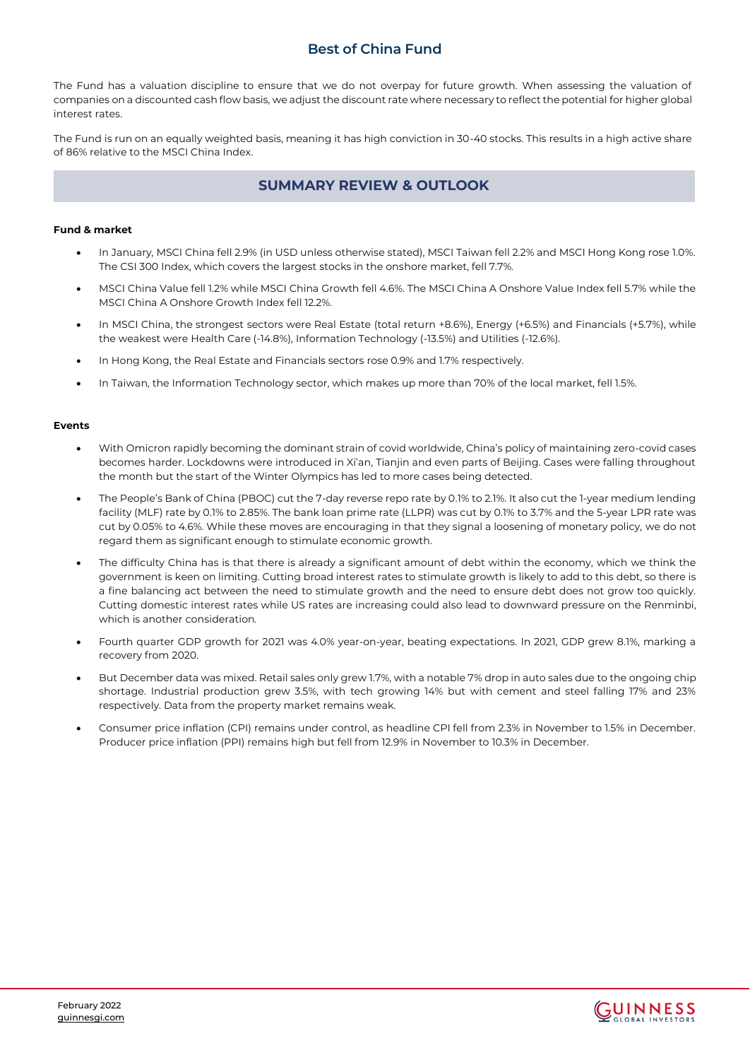## Best of China Fund

The Fund has a valuation discipline to ensure that we do not overpay for future growth. When assessing the valuation of companies on a discounted cash flow basis, we adjust the discount rate where necessary to reflect the potential for higher global interest rates.

The Fund is run on an equally weighted basis, meaning it has high conviction in 30-40 stocks. This results in a high active share of 86% relative to the MSCI China Index.

## SUMMARY REVIEW & OUTLOOK

**Fund & market**

- In January, MSCI China fell 2.9% (in USD unless otherwise stated), MSCI Taiwan fell 2.2% and MSCI Hong Kong rose 1.0%. The CSI 300 Index, which covers the largest stocks in the onshore market, fell 7.7%.
- MSCI China Value fell 1.2% while MSCI China Growth fell 4.6%. The MSCI China A Onshore Value Index fell 5.7% while the MSCI China A Onshore Growth Index fell 12.2%.
- In MSCI China, the strongest sectors were Real Estate (total return +8.6%), Energy (+6.5%) and Financials (+5.7%), while the weakest were Health Care (-14.8%), Information Technology (-13.5%) and Utilities (-12.6%).
- In Hong Kong, the Real Estate and Financials sectors rose 0.9% and 1.7% respectively.
- In Taiwan, the Information Technology sector, which makes up more than 70% of the local market, fell 1.5%.

**Events**

- With Omicron rapidly becoming the dominant strain of covid worldwide, China's policy of maintaining zero-covid cases becomes harder. Lockdowns were introduced in Xi'an, Tianjin and even parts of Beijing. Cases were falling throughout the month but the start of the Winter Olympics has led to more cases being detected.
- The People's Bank of China (PBOC) cut the 7-day reverse repo rate by 0.1% to 2.1%. It also cut the 1-year medium lending facility (MLF) rate by 0.1% to 2.85%. The bank loan prime rate (LLPR) was cut by 0.1% to 3.7% and the 5-year LPR rate was cut by 0.05% to 4.6%. While these moves are encouraging in that they signal a loosening of monetary policy, we do not regard them as significant enough to stimulate economic growth.
- The difficulty China has is that there is already a significant amount of debt within the economy, which we think the government is keen on limiting. Cutting broad interest rates to stimulate growth is likely to add to this debt, so there is a fine balancing act between the need to stimulate growth and the need to ensure debt does not grow too quickly. Cutting domestic interest rates while US rates are increasing could also lead to downward pressure on the Renminbi, which is another consideration.
- Fourth quarter GDP growth for 2021 was 4.0% year-on-year, beating expectations. In 2021, GDP grew 8.1%, marking a recovery from 2020.
- But December data was mixed. Retail sales only grew 1.7%, with a notable 7% drop in auto sales due to the ongoing chip shortage. Industrial production grew 3.5%, with tech growing 14% but with cement and steel falling 17% and 23% respectively. Data from the property market remains weak.
- Consumer price inflation (CPI) remains under control, as headline CPI fell from 2.3% in November to 1.5% in December. Producer price inflation (PPI) remains high but fell from 12.9% in November to 10.3% in December.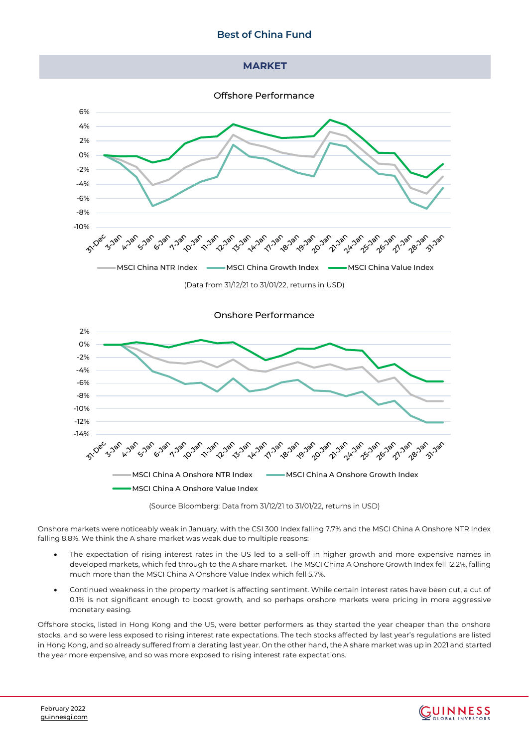## MARKET

Offshore Performance

MSCI China NTR Index | MSCI China Growth Index | MSCI China Value Index

(Data from 31/12/21 to 31/01/22, returns in USD)

Onshore Performance

MSCI China A Onshore NTR Index | MSCI China A Onshore Growth Index | MSCI China A Onshore Value Index

(Source Bloomberg: Data from 31/12/21 to 31/01/22, returns in USD)

Onshore markets were noticeably weak in January, with the CSI 300 Index falling 7.7% and the MSCI China A Onshore NTR Index falling 8.8%. We think the A share market was weak due to multiple reasons:

- The expectation of rising interest rates in the US led to a sell-off in higher growth and more expensive names in developed markets, which fed through to the A share market. The MSCI China A Onshore Growth Index fell 12.2%, falling much more than the MSCI China A Onshore Value Index which fell 5.7%.
- Continued weakness in the property market is affecting sentiment. While certain interest rates have been cut, a cut of 0.1% is not significant enough to boost growth, and so perhaps onshore markets were pricing in more aggressive monetary easing.

Offshore stocks, listed in Hong Kong and the US, were better performers as they started the year cheaper than the onshore stocks, and so were less exposed to rising interest rate expectations. The tech stocks affected by last year's regulations are listed in Hong Kong, and so already suffered from a derating last year. On the other hand, the A share market was up in 2021 and started the year more expensive, and so was more exposed to rising interest rate expectations.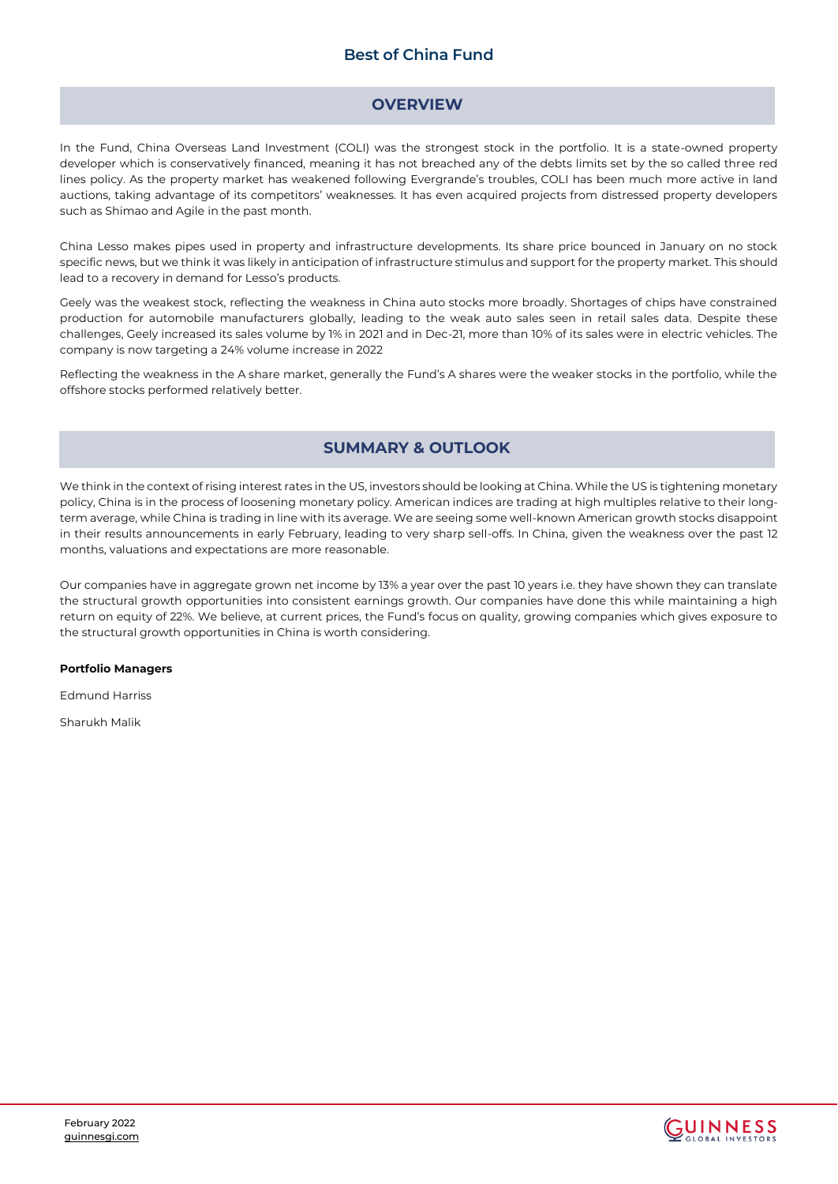## OVERVIEW

In the Fund, China Overseas Land Investment (COLI) was the strongest stock in the portfolio. It is a state-owned property developer which is conservatively financed, meaning it has not breached any of the debts limits set by the so called three red lines policy. As the property market has weakened following Evergrande's troubles, COLI has been much more active in land auctions, taking advantage of its competitors' weaknesses. It has even acquired projects from distressed property developers such as Shimao and Agile in the past month.

China Lesso makes pipes used in property and infrastructure developments. Its share price bounced in January on no stock specific news, but we think it was likely in anticipation of infrastructure stimulus and support for the property market. This should lead to a recovery in demand for Lesso's products.

Geely was the weakest stock, reflecting the weakness in China auto stocks more broadly. Shortages of chips have constrained production for automobile manufacturers globally, leading to the weak auto sales seen in retail sales data. Despite these challenges, Geely increased its sales volume by 1% in 2021 and in Dec-21, more than 10% of its sales were in electric vehicles. The company is now targeting a 24% volume increase in 2022

Reflecting the weakness in the A share market, generally the Fund's A shares were the weaker stocks in the portfolio, while the offshore stocks performed relatively better.

## SUMMARY & OUTLOOK

We think in the context of rising interest rates in the US, investors should be looking at China. While the US is tightening monetary policy, China is in the process of loosening monetary policy. American indices are trading at high multiples relative to their long-term average, while China is trading in line with its average. We are seeing some well-known American growth stocks disappoint in their results announcements in early February, leading to very sharp sell-offs. In China, given the weakness over the past 12 months, valuations and expectations are more reasonable.

Our companies have in aggregate grown net income by 13% a year over the past 10 years i.e. they have shown they can translate the structural growth opportunities into consistent earnings growth. Our companies have done this while maintaining a high return on equity of 22%. We believe, at current prices, the Fund's focus on quality, growing companies which gives exposure to the structural growth opportunities in China is worth considering.

**Portfolio Managers**

Edmund Harriss

Sharukh Malik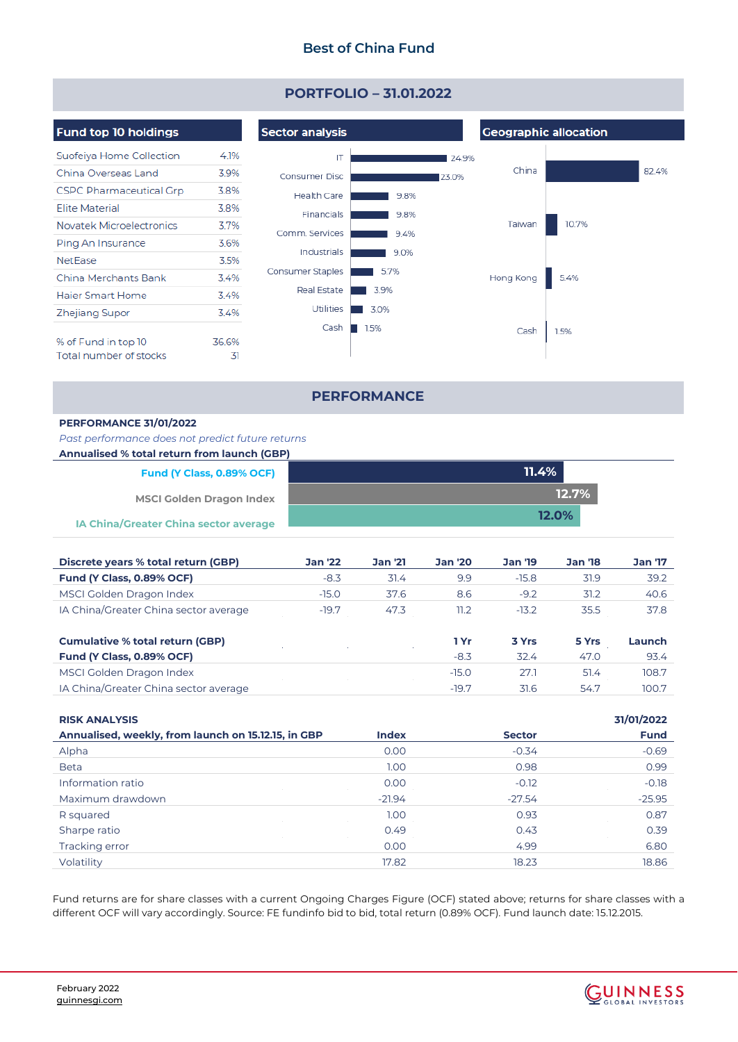# Best of China Fund

## PORTFOLIO – 31.01.2022

### Fund top 10 holdings

| Holding | % |
|---|---|
| Suofeiya Home Collection | 4.1% |
| China Overseas Land | 3.9% |
| CSPC Pharmaceutical Grp | 3.8% |
| Elite Material | 3.8% |
| Novatek Microelectronics | 3.7% |
| Ping An Insurance | 3.6% |
| NetEase | 3.5% |
| China Merchants Bank | 3.4% |
| Haier Smart Home | 3.4% |
| Zhejiang Supor | 3.4% |
| % of Fund in top 10 | 36.6% |
| Total number of stocks | 31 |

### Sector analysis

| Sector | % |
|---|---|
| IT | 24.9% |
| Consumer Disc | 23.0% |
| Health Care | 9.8% |
| Financials | 9.8% |
| Comm. Services | 9.4% |
| Industrials | 9.0% |
| Consumer Staples | 5.7% |
| Real Estate | 3.9% |
| Utilities | 3.0% |
| Cash | 1.5% |

### Geographic allocation

| Region | % |
|---|---|
| China | 82.4% |
| Taiwan | 10.7% |
| Hong Kong | 5.4% |
| Cash | 1.5% |

## PERFORMANCE

**PERFORMANCE 31/01/2022**

*Past performance does not predict future returns*

**Annualised % total return from launch (GBP)**

| | |
|---|---|
| Fund (Y Class, 0.89% OCF) | 11.4% |
| MSCI Golden Dragon Index | 12.7% |
| IA China/Greater China sector average | 12.0% |

| Discrete years % total return (GBP) | Jan '22 | Jan '21 | Jan '20 | Jan '19 | Jan '18 | Jan '17 |
|---|---|---|---|---|---|---|
| **Fund (Y Class, 0.89% OCF)** | -8.3 | 31.4 | 9.9 | -15.8 | 31.9 | 39.2 |
| MSCI Golden Dragon Index | -15.0 | 37.6 | 8.6 | -9.2 | 31.2 | 40.6 |
| IA China/Greater China sector average | -19.7 | 47.3 | 11.2 | -13.2 | 35.5 | 37.8 |

| Cumulative % total return (GBP) | 1 Yr | 3 Yrs | 5 Yrs | Launch |
|---|---|---|---|---|
| **Fund (Y Class, 0.89% OCF)** | -8.3 | 32.4 | 47.0 | 93.4 |
| MSCI Golden Dragon Index | -15.0 | 27.1 | 51.4 | 108.7 |
| IA China/Greater China sector average | -19.7 | 31.6 | 54.7 | 100.7 |

| RISK ANALYSIS<br>Annualised, weekly, from launch on 15.12.15, in GBP | Index | Sector | 31/01/2022<br>Fund |
|---|---|---|---|
| Alpha | 0.00 | -0.34 | -0.69 |
| Beta | 1.00 | 0.98 | 0.99 |
| Information ratio | 0.00 | -0.12 | -0.18 |
| Maximum drawdown | -21.94 | -27.54 | -25.95 |
| R squared | 1.00 | 0.93 | 0.87 |
| Sharpe ratio | 0.49 | 0.43 | 0.39 |
| Tracking error | 0.00 | 4.99 | 6.80 |
| Volatility | 17.82 | 18.23 | 18.86 |

Fund returns are for share classes with a current Ongoing Charges Figure (OCF) stated above; returns for share classes with a different OCF will vary accordingly. Source: FE fundinfo bid to bid, total return (0.89% OCF). Fund launch date: 15.12.2015.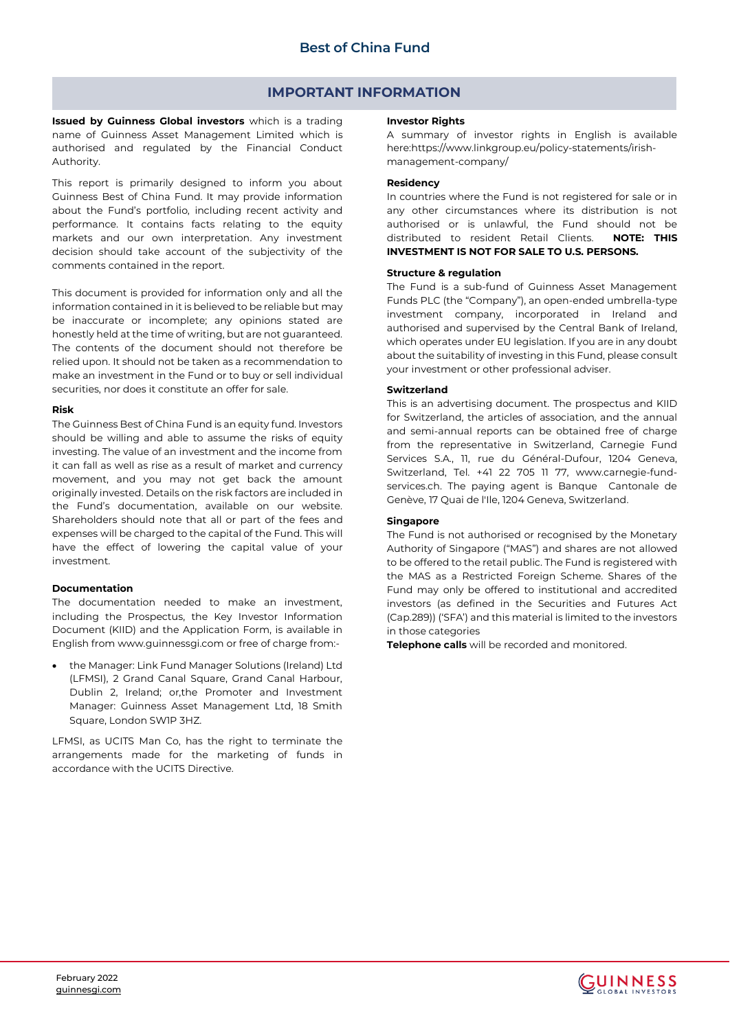## IMPORTANT INFORMATION

**Issued by Guinness Global investors** which is a trading name of Guinness Asset Management Limited which is authorised and regulated by the Financial Conduct Authority.

This report is primarily designed to inform you about Guinness Best of China Fund. It may provide information about the Fund's portfolio, including recent activity and performance. It contains facts relating to the equity markets and our own interpretation. Any investment decision should take account of the subjectivity of the comments contained in the report.

This document is provided for information only and all the information contained in it is believed to be reliable but may be inaccurate or incomplete; any opinions stated are honestly held at the time of writing, but are not guaranteed. The contents of the document should not therefore be relied upon. It should not be taken as a recommendation to make an investment in the Fund or to buy or sell individual securities, nor does it constitute an offer for sale.

**Risk**

The Guinness Best of China Fund is an equity fund. Investors should be willing and able to assume the risks of equity investing. The value of an investment and the income from it can fall as well as rise as a result of market and currency movement, and you may not get back the amount originally invested. Details on the risk factors are included in the Fund's documentation, available on our website. Shareholders should note that all or part of the fees and expenses will be charged to the capital of the Fund. This will have the effect of lowering the capital value of your investment.

**Documentation**

The documentation needed to make an investment, including the Prospectus, the Key Investor Information Document (KIID) and the Application Form, is available in English from www.guinnessgi.com or free of charge from:-

- the Manager: Link Fund Manager Solutions (Ireland) Ltd (LFMSI), 2 Grand Canal Square, Grand Canal Harbour, Dublin 2, Ireland; or,the Promoter and Investment Manager: Guinness Asset Management Ltd, 18 Smith Square, London SW1P 3HZ.

LFMSI, as UCITS Man Co, has the right to terminate the arrangements made for the marketing of funds in accordance with the UCITS Directive.

**Investor Rights**

A summary of investor rights in English is available here:https://www.linkgroup.eu/policy-statements/irish-management-company/

**Residency**

In countries where the Fund is not registered for sale or in any other circumstances where its distribution is not authorised or is unlawful, the Fund should not be distributed to resident Retail Clients. **NOTE: THIS INVESTMENT IS NOT FOR SALE TO U.S. PERSONS.**

**Structure & regulation**

The Fund is a sub-fund of Guinness Asset Management Funds PLC (the "Company"), an open-ended umbrella-type investment company, incorporated in Ireland and authorised and supervised by the Central Bank of Ireland, which operates under EU legislation. If you are in any doubt about the suitability of investing in this Fund, please consult your investment or other professional adviser.

**Switzerland**

This is an advertising document. The prospectus and KIID for Switzerland, the articles of association, and the annual and semi-annual reports can be obtained free of charge from the representative in Switzerland, Carnegie Fund Services S.A., 11, rue du Général-Dufour, 1204 Geneva, Switzerland, Tel. +41 22 705 11 77, www.carnegie-fund-services.ch. The paying agent is Banque Cantonale de Genève, 17 Quai de l'Ile, 1204 Geneva, Switzerland.

**Singapore**

The Fund is not authorised or recognised by the Monetary Authority of Singapore ("MAS") and shares are not allowed to be offered to the retail public. The Fund is registered with the MAS as a Restricted Foreign Scheme. Shares of the Fund may only be offered to institutional and accredited investors (as defined in the Securities and Futures Act (Cap.289)) ('SFA') and this material is limited to the investors in those categories

**Telephone calls** will be recorded and monitored.